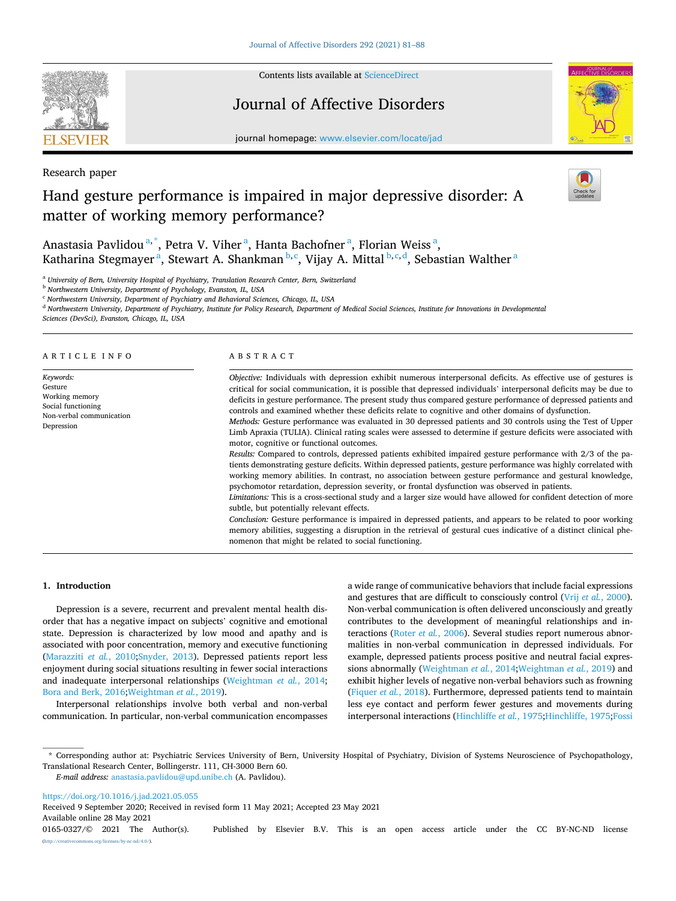Research paper

# Hand gesture performance is impaired in major depressive disorder: A matter of working memory performance?

Anastasia Pavlidou[a,*], Petra V. Viher[a], Hanta Bachofner[a], Florian Weiss[a], Katharina Stegmayer[a], Stewart A. Shankman[b,c], Vijay A. Mittal[b,c,d], Sebastian Walther[a]

[a] University of Bern, University Hospital of Psychiatry, Translation Research Center, Bern, Switzerland
[b] Northwestern University, Department of Psychology, Evanston, IL, USA
[c] Northwestern University, Department of Psychiatry and Behavioral Sciences, Chicago, IL, USA
[d] Northwestern University, Department of Psychiatry, Institute for Policy Research, Department of Medical Social Sciences, Institute for Innovations in Developmental Sciences (DevSci), Evanston, Chicago, IL, USA

## ARTICLE INFO

*Keywords:*
Gesture
Working memory
Social functioning
Non-verbal communication
Depression

## ABSTRACT

*Objective:* Individuals with depression exhibit numerous interpersonal deficits. As effective use of gestures is critical for social communication, it is possible that depressed individuals' interpersonal deficits may be due to deficits in gesture performance. The present study thus compared gesture performance of depressed patients and controls and examined whether these deficits relate to cognitive and other domains of dysfunction.

*Methods:* Gesture performance was evaluated in 30 depressed patients and 30 controls using the Test of Upper Limb Apraxia (TULIA). Clinical rating scales were assessed to determine if gesture deficits were associated with motor, cognitive or functional outcomes.

*Results:* Compared to controls, depressed patients exhibited impaired gesture performance with 2/3 of the patients demonstrating gesture deficits. Within depressed patients, gesture performance was highly correlated with working memory abilities. In contrast, no association between gesture performance and gestural knowledge, psychomotor retardation, depression severity, or frontal dysfunction was observed in patients.

*Limitations:* This is a cross-sectional study and a larger size would have allowed for confident detection of more subtle, but potentially relevant effects.

*Conclusion:* Gesture performance is impaired in depressed patients, and appears to be related to poor working memory abilities, suggesting a disruption in the retrieval of gestural cues indicative of a distinct clinical phenomenon that might be related to social functioning.

## 1. Introduction

Depression is a severe, recurrent and prevalent mental health disorder that has a negative impact on subjects' cognitive and emotional state. Depression is characterized by low mood and apathy and is associated with poor concentration, memory and executive functioning (Marazziti *et al.*, 2010;Snyder, 2013). Depressed patients report less enjoyment during social situations resulting in fewer social interactions and inadequate interpersonal relationships (Weightman *et al.*, 2014; Bora and Berk, 2016;Weightman *et al.*, 2019).

Interpersonal relationships involve both verbal and non-verbal communication. In particular, non-verbal communication encompasses a wide range of communicative behaviors that include facial expressions and gestures that are difficult to consciously control (Vrij *et al.*, 2000). Non-verbal communication is often delivered unconsciously and greatly contributes to the development of meaningful relationships and interactions (Roter *et al.*, 2006). Several studies report numerous abnormalities in non-verbal communication in depressed individuals. For example, depressed patients process positive and neutral facial expressions abnormally (Weightman *et al.*, 2014;Weightman *et al.*, 2019) and exhibit higher levels of negative non-verbal behaviors such as frowning (Fiquer *et al.*, 2018). Furthermore, depressed patients tend to maintain less eye contact and perform fewer gestures and movements during interpersonal interactions (Hinchliffe *et al.*, 1975;Hinchliffe, 1975;Fossi

* Corresponding author at: Psychiatric Services University of Bern, University Hospital of Psychiatry, Division of Systems Neuroscience of Psychopathology, Translational Research Center, Bollingerstr. 111, CH-3000 Bern 60.
*E-mail address:* anastasia.pavlidou@upd.unibe.ch (A. Pavlidou).

https://doi.org/10.1016/j.jad.2021.05.055
Received 9 September 2020; Received in revised form 11 May 2021; Accepted 23 May 2021
Available online 28 May 2021
0165-0327/© 2021 The Author(s). Published by Elsevier B.V. This is an open access article under the CC BY-NC-ND license (http://creativecommons.org/licenses/by-nc-nd/4.0/).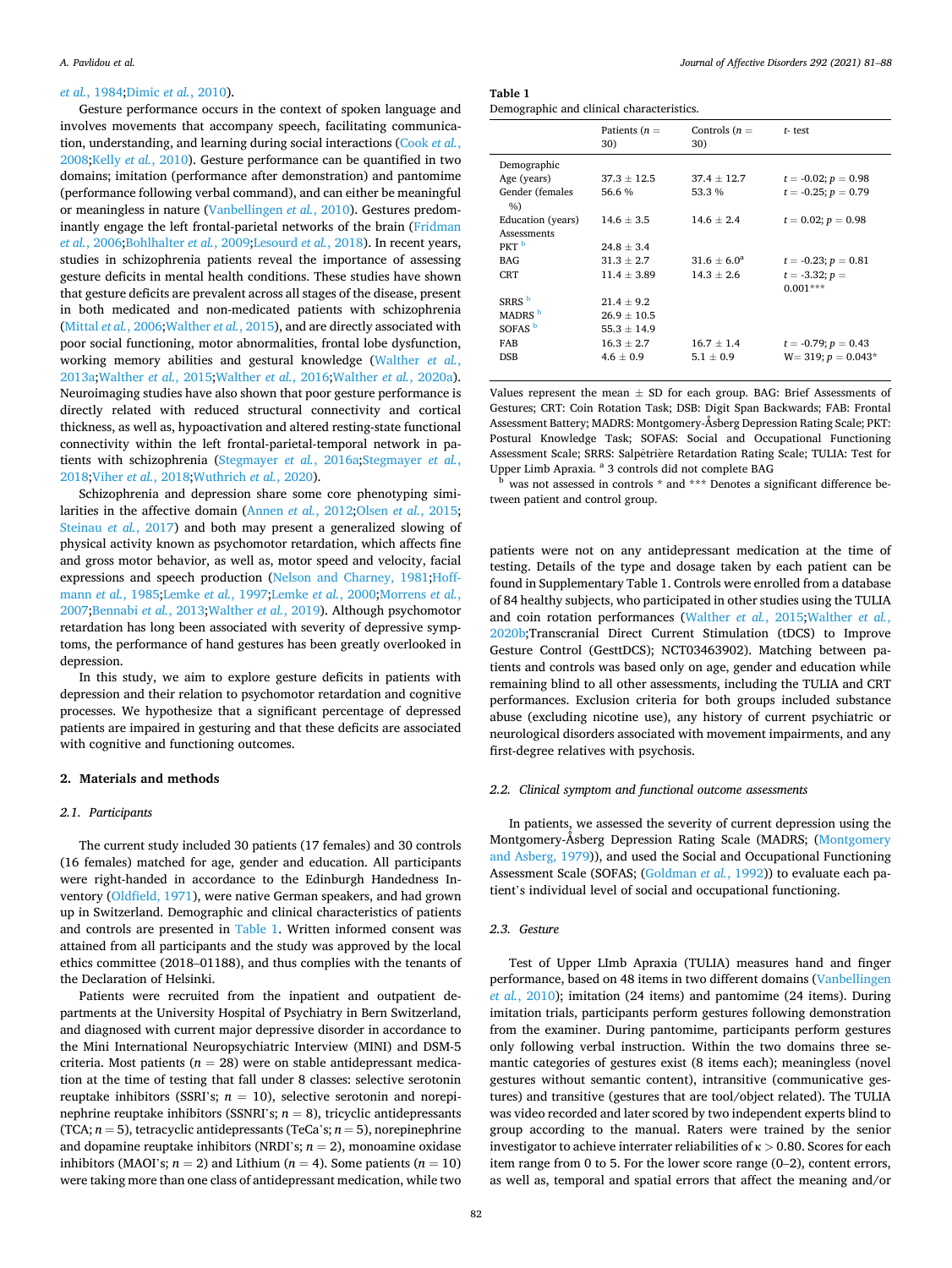et al., 1984;Dimic et al., 2010).

Gesture performance occurs in the context of spoken language and involves movements that accompany speech, facilitating communication, understanding, and learning during social interactions (Cook et al., 2008;Kelly et al., 2010). Gesture performance can be quantified in two domains; imitation (performance after demonstration) and pantomime (performance following verbal command), and can either be meaningful or meaningless in nature (Vanbellingen et al., 2010). Gestures predominantly engage the left frontal-parietal networks of the brain (Fridman et al., 2006;Bohlhalter et al., 2009;Lesourd et al., 2018). In recent years, studies in schizophrenia patients reveal the importance of assessing gesture deficits in mental health conditions. These studies have shown that gesture deficits are prevalent across all stages of the disease, present in both medicated and non-medicated patients with schizophrenia (Mittal et al., 2006;Walther et al., 2015), and are directly associated with poor social functioning, motor abnormalities, frontal lobe dysfunction, working memory abilities and gestural knowledge (Walther et al., 2013a;Walther et al., 2015;Walther et al., 2016;Walther et al., 2020a). Neuroimaging studies have also shown that poor gesture performance is directly related with reduced structural connectivity and cortical thickness, as well as, hypoactivation and altered resting-state functional connectivity within the left frontal-parietal-temporal network in patients with schizophrenia (Stegmayer et al., 2016a;Stegmayer et al., 2018;Viher et al., 2018;Wuthrich et al., 2020).

Schizophrenia and depression share some core phenotyping similarities in the affective domain (Annen et al., 2012;Olsen et al., 2015; Steinau et al., 2017) and both may present a generalized slowing of physical activity known as psychomotor retardation, which affects fine and gross motor behavior, as well as, motor speed and velocity, facial expressions and speech production (Nelson and Charney, 1981;Hoffmann et al., 1985;Lemke et al., 1997;Lemke et al., 2000;Morrens et al., 2007;Bennabi et al., 2013;Walther et al., 2019). Although psychomotor retardation has long been associated with severity of depressive symptoms, the performance of hand gestures has been greatly overlooked in depression.

In this study, we aim to explore gesture deficits in patients with depression and their relation to psychomotor retardation and cognitive processes. We hypothesize that a significant percentage of depressed patients are impaired in gesturing and that these deficits are associated with cognitive and functioning outcomes.

## 2. Materials and methods

### 2.1. Participants

The current study included 30 patients (17 females) and 30 controls (16 females) matched for age, gender and education. All participants were right-handed in accordance to the Edinburgh Handedness Inventory (Oldfield, 1971), were native German speakers, and had grown up in Switzerland. Demographic and clinical characteristics of patients and controls are presented in Table 1. Written informed consent was attained from all participants and the study was approved by the local ethics committee (2018–01188), and thus complies with the tenants of the Declaration of Helsinki.

Patients were recruited from the inpatient and outpatient departments at the University Hospital of Psychiatry in Bern Switzerland, and diagnosed with current major depressive disorder in accordance to the Mini International Neuropsychiatric Interview (MINI) and DSM-5 criteria. Most patients ($n = 28$) were on stable antidepressant medication at the time of testing that fall under 8 classes: selective serotonin reuptake inhibitors (SSRI's; $n = 10$), selective serotonin and norepinephrine reuptake inhibitors (SSNRI's; $n = 8$), tricyclic antidepressants (TCA; $n = 5$), tetracyclic antidepressants (TeCa's; $n = 5$), norepinephrine and dopamine reuptake inhibitors (NRDI's; $n = 2$), monoamine oxidase inhibitors (MAOI's; $n = 2$) and Lithium ($n = 4$). Some patients ($n = 10$) were taking more than one class of antidepressant medication, while two patients were not on any antidepressant medication at the time of testing. Details of the type and dosage taken by each patient can be found in Supplementary Table 1. Controls were enrolled from a database of 84 healthy subjects, who participated in other studies using the TULIA and coin rotation performances (Walther et al., 2015;Walther et al., 2020b;Transcranial Direct Current Stimulation (tDCS) to Improve Gesture Control (GesttDCS); NCT03463902). Matching between patients and controls was based only on age, gender and education while remaining blind to all other assessments, including the TULIA and CRT performances. Exclusion criteria for both groups included substance abuse (excluding nicotine use), any history of current psychiatric or neurological disorders associated with movement impairments, and any first-degree relatives with psychosis.

**Table 1**
Demographic and clinical characteristics.

| | Patients ($n$ = 30) | Controls ($n$ = 30) | t- test |
|---|---|---|---|
| Demographic | | | |
| Age (years) | 37.3 ± 12.5 | 37.4 ± 12.7 | $t$ = -0.02; $p$ = 0.98 |
| Gender (females %) | 56.6 % | 53.3 % | $t$ = -0.25; $p$ = 0.79 |
| Education (years) | 14.6 ± 3.5 | 14.6 ± 2.4 | $t$ = 0.02; $p$ = 0.98 |
| Assessments | | | |
| PKT [b] | 24.8 ± 3.4 | | |
| BAG | 31.3 ± 2.7 | 31.6 ± 6.0[a] | $t$ = -0.23; $p$ = 0.81 |
| CRT | 11.4 ± 3.89 | 14.3 ± 2.6 | $t$ = -3.32; $p$ = 0.001*** |
| SRRS [b] | 21.4 ± 9.2 | | |
| MADRS [b] | 26.9 ± 10.5 | | |
| SOFAS [b] | 55.3 ± 14.9 | | |
| FAB | 16.3 ± 2.7 | 16.7 ± 1.4 | $t$ = -0.79; $p$ = 0.43 |
| DSB | 4.6 ± 0.9 | 5.1 ± 0.9 | W= 319; $p$ = 0.043* |

Values represent the mean ± SD for each group. BAG: Brief Assessments of Gestures; CRT: Coin Rotation Task; DSB: Digit Span Backwards; FAB: Frontal Assessment Battery; MADRS: Montgomery-Åsberg Depression Rating Scale; PKT: Postural Knowledge Task; SOFAS: Social and Occupational Functioning Assessment Scale; SRRS: Salpêtrière Retardation Rating Scale; TULIA: Test for Upper Limb Apraxia. [a] 3 controls did not complete BAG

[b] was not assessed in controls * and *** Denotes a significant difference between patient and control group.

### 2.2. Clinical symptom and functional outcome assessments

In patients, we assessed the severity of current depression using the Montgomery-Åsberg Depression Rating Scale (MADRS; (Montgomery and Asberg, 1979)), and used the Social and Occupational Functioning Assessment Scale (SOFAS; (Goldman et al., 1992)) to evaluate each patient's individual level of social and occupational functioning.

### 2.3. Gesture

Test of Upper LImb Apraxia (TULIA) measures hand and finger performance, based on 48 items in two different domains (Vanbellingen et al., 2010); imitation (24 items) and pantomime (24 items). During imitation trials, participants perform gestures following demonstration from the examiner. During pantomime, participants perform gestures only following verbal instruction. Within the two domains three semantic categories of gestures exist (8 items each); meaningless (novel gestures without semantic content), intransitive (communicative gestures) and transitive (gestures that are tool/object related). The TULIA was video recorded and later scored by two independent experts blind to group according to the manual. Raters were trained by the senior investigator to achieve interrater reliabilities of $\kappa > 0.80$. Scores for each item range from 0 to 5. For the lower score range (0–2), content errors, as well as, temporal and spatial errors that affect the meaning and/or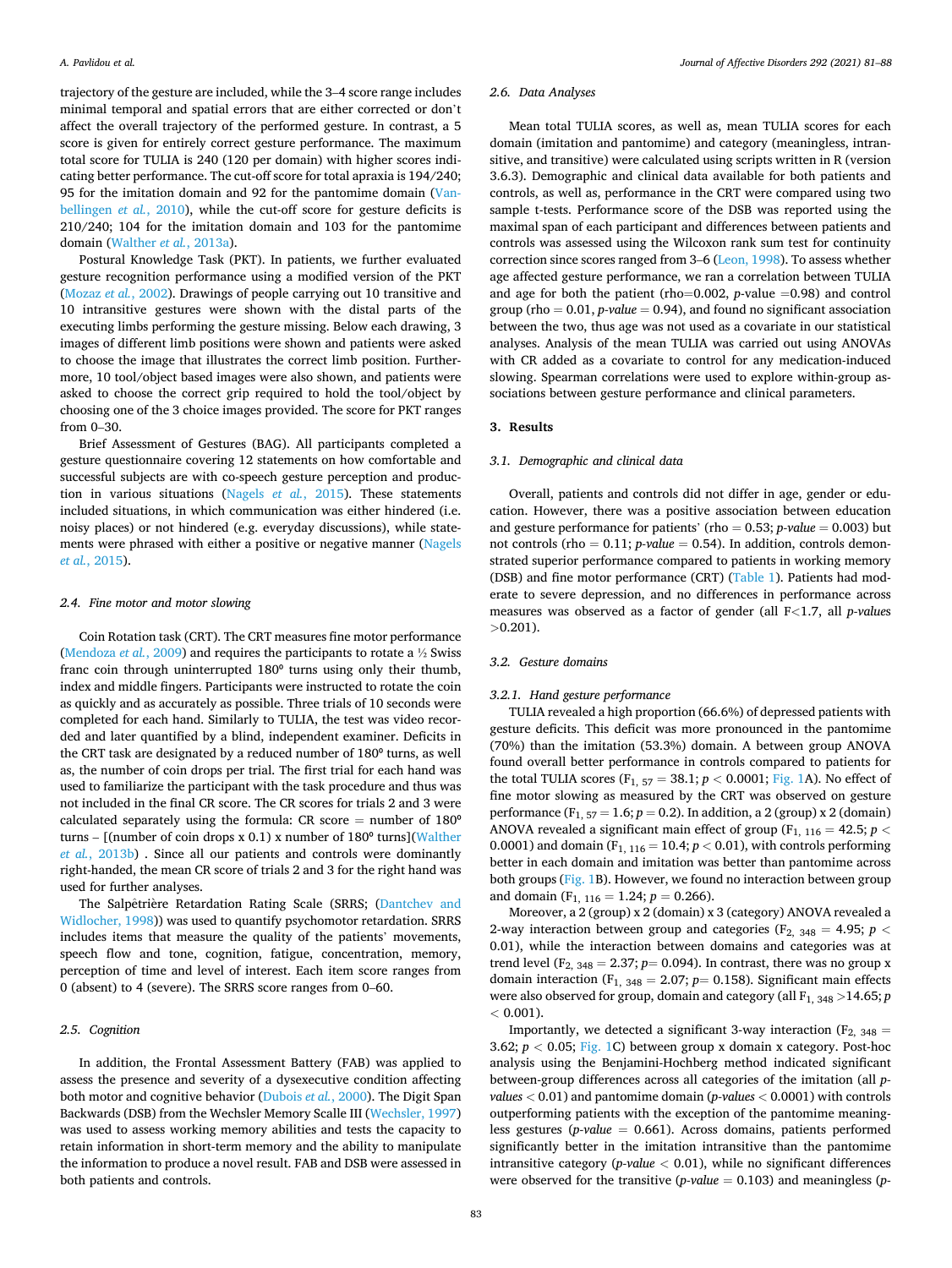trajectory of the gesture are included, while the 3–4 score range includes minimal temporal and spatial errors that are either corrected or don't affect the overall trajectory of the performed gesture. In contrast, a 5 score is given for entirely correct gesture performance. The maximum total score for TULIA is 240 (120 per domain) with higher scores indicating better performance. The cut-off score for total apraxia is 194/240; 95 for the imitation domain and 92 for the pantomime domain (Vanbellingen *et al.*, 2010), while the cut-off score for gesture deficits is 210/240; 104 for the imitation domain and 103 for the pantomime domain (Walther *et al.*, 2013a).

Postural Knowledge Task (PKT). In patients, we further evaluated gesture recognition performance using a modified version of the PKT (Mozaz *et al.*, 2002). Drawings of people carrying out 10 transitive and 10 intransitive gestures were shown with the distal parts of the executing limbs performing the gesture missing. Below each drawing, 3 images of different limb positions were shown and patients were asked to choose the image that illustrates the correct limb position. Furthermore, 10 tool/object based images were also shown, and patients were asked to choose the correct grip required to hold the tool/object by choosing one of the 3 choice images provided. The score for PKT ranges from 0–30.

Brief Assessment of Gestures (BAG). All participants completed a gesture questionnaire covering 12 statements on how comfortable and successful subjects are with co-speech gesture perception and production in various situations (Nagels *et al.*, 2015). These statements included situations, in which communication was either hindered (i.e. noisy places) or not hindered (e.g. everyday discussions), while statements were phrased with either a positive or negative manner (Nagels *et al.*, 2015).

### 2.4. Fine motor and motor slowing

Coin Rotation task (CRT). The CRT measures fine motor performance (Mendoza *et al.*, 2009) and requires the participants to rotate a ½ Swiss franc coin through uninterrupted 180° turns using only their thumb, index and middle fingers. Participants were instructed to rotate the coin as quickly and as accurately as possible. Three trials of 10 seconds were completed for each hand. Similarly to TULIA, the test was video recorded and later quantified by a blind, independent examiner. Deficits in the CRT task are designated by a reduced number of 180° turns, as well as, the number of coin drops per trial. The first trial for each hand was used to familiarize the participant with the task procedure and thus was not included in the final CR score. The CR scores for trials 2 and 3 were calculated separately using the formula: CR score = number of 180° turns – [(number of coin drops x 0.1) x number of 180° turns](Walther *et al.*, 2013b) . Since all our patients and controls were dominantly right-handed, the mean CR score of trials 2 and 3 for the right hand was used for further analyses.

The Salpêtrière Retardation Rating Scale (SRRS; (Dantchev and Widlocher, 1998)) was used to quantify psychomotor retardation. SRRS includes items that measure the quality of the patients' movements, speech flow and tone, cognition, fatigue, concentration, memory, perception of time and level of interest. Each item score ranges from 0 (absent) to 4 (severe). The SRRS score ranges from 0–60.

### 2.5. Cognition

In addition, the Frontal Assessment Battery (FAB) was applied to assess the presence and severity of a dysexecutive condition affecting both motor and cognitive behavior (Dubois *et al.*, 2000). The Digit Span Backwards (DSB) from the Wechsler Memory Scalle III (Wechsler, 1997) was used to assess working memory abilities and tests the capacity to retain information in short-term memory and the ability to manipulate the information to produce a novel result. FAB and DSB were assessed in both patients and controls.

### 2.6. Data Analyses

Mean total TULIA scores, as well as, mean TULIA scores for each domain (imitation and pantomime) and category (meaningless, intransitive, and transitive) were calculated using scripts written in R (version 3.6.3). Demographic and clinical data available for both patients and controls, as well as, performance in the CRT were compared using two sample t-tests. Performance score of the DSB was reported using the maximal span of each participant and differences between patients and controls was assessed using the Wilcoxon rank sum test for continuity correction since scores ranged from 3–6 (Leon, 1998). To assess whether age affected gesture performance, we ran a correlation between TULIA and age for both the patient (rho=0.002, *p-value* = 0.98) and control group (rho = 0.01, *p-value* = 0.94), and found no significant association between the two, thus age was not used as a covariate in our statistical analyses. Analysis of the mean TULIA was carried out using ANOVAs with CR added as a covariate to control for any medication-induced slowing. Spearman correlations were used to explore within-group associations between gesture performance and clinical parameters.

## 3. Results

### 3.1. Demographic and clinical data

Overall, patients and controls did not differ in age, gender or education. However, there was a positive association between education and gesture performance for patients' (rho = 0.53; *p-value* = 0.003) but not controls (rho = 0.11; *p-value* = 0.54). In addition, controls demonstrated superior performance compared to patients in working memory (DSB) and fine motor performance (CRT) (Table 1). Patients had moderate to severe depression, and no differences in performance across measures was observed as a factor of gender (all F<1.7, all *p-values* >0.201).

### 3.2. Gesture domains

#### 3.2.1. Hand gesture performance

TULIA revealed a high proportion (66.6%) of depressed patients with gesture deficits. This deficit was more pronounced in the pantomime (70%) than the imitation (53.3%) domain. A between group ANOVA found overall better performance in controls compared to patients for the total TULIA scores ($F_{1, 57} = 38.1$; $p < 0.0001$; Fig. 1A). No effect of fine motor slowing as measured by the CRT was observed on gesture performance ($F_{1, 57} = 1.6$; $p = 0.2$). In addition, a 2 (group) x 2 (domain) ANOVA revealed a significant main effect of group ($F_{1, 116} = 42.5$; $p < 0.0001$) and domain ($F_{1, 116} = 10.4$; $p < 0.01$), with controls performing better in each domain and imitation was better than pantomime across both groups (Fig. 1B). However, we found no interaction between group and domain ($F_{1, 116} = 1.24$; $p = 0.266$).

Moreover, a 2 (group) x 2 (domain) x 3 (category) ANOVA revealed a 2-way interaction between group and categories ($F_{2, 348} = 4.95$; $p < 0.01$), while the interaction between domains and categories was at trend level ($F_{2, 348} = 2.37$; $p = 0.094$). In contrast, there was no group x domain interaction ($F_{1, 348} = 2.07$; $p = 0.158$). Significant main effects were also observed for group, domain and category (all $F_{1, 348} > 14.65$; $p < 0.001$).

Importantly, we detected a significant 3-way interaction ($F_{2, 348} = 3.62$; $p < 0.05$; Fig. 1C) between group x domain x category. Post-hoc analysis using the Benjamini-Hochberg method indicated significant between-group differences across all categories of the imitation (all *p-values* < 0.01) and pantomime domain (*p-values* < 0.0001) with controls outperforming patients with the exception of the pantomime meaningless gestures (*p-value* = 0.661). Across domains, patients performed significantly better in the imitation intransitive than the pantomime intransitive category (*p-value* < 0.01), while no significant differences were observed for the transitive (*p-value* = 0.103) and meaningless (*p-*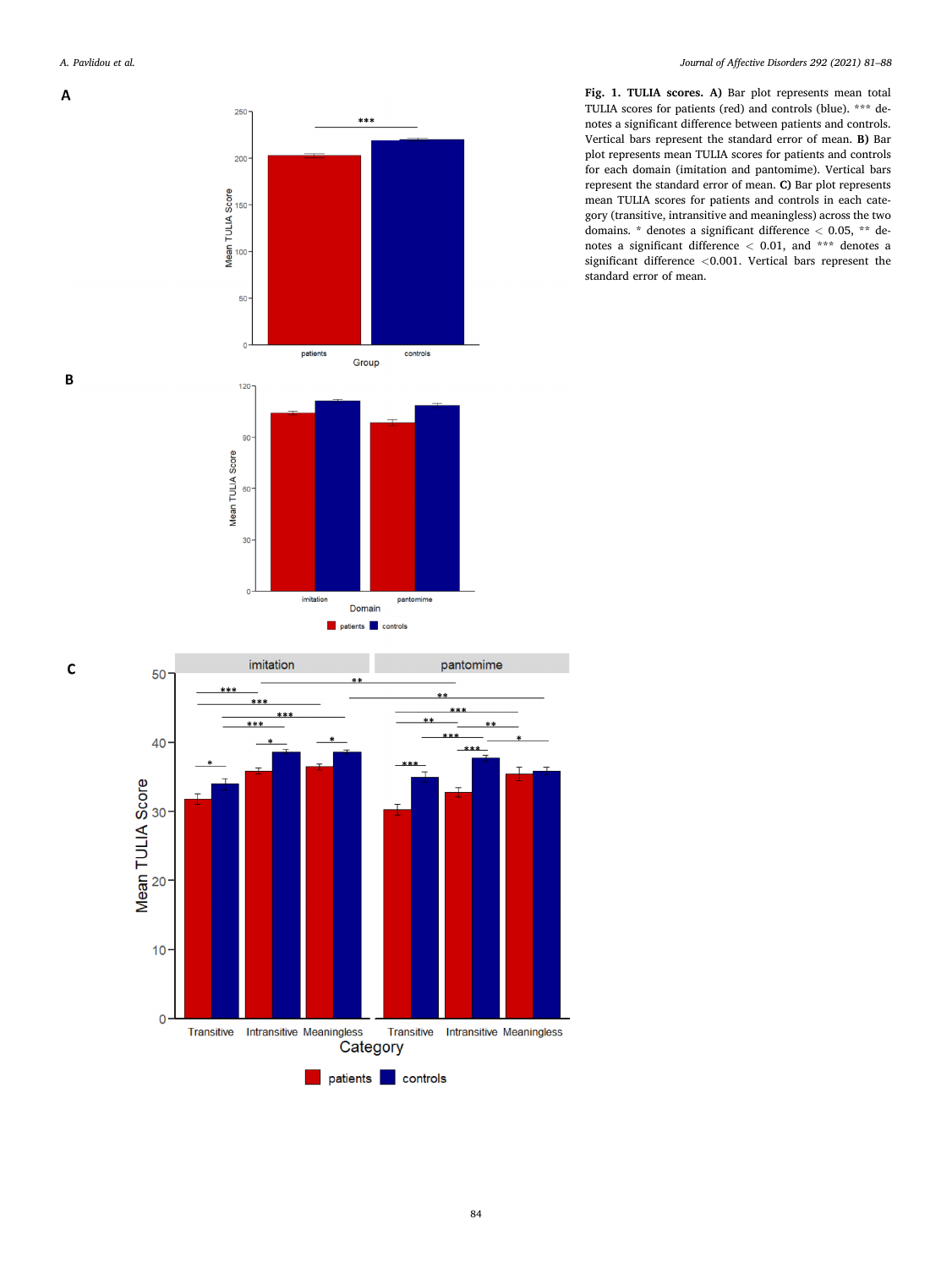**Fig. 1. TULIA scores. A)** Bar plot represents mean total TULIA scores for patients (red) and controls (blue). *** denotes a significant difference between patients and controls. Vertical bars represent the standard error of mean. **B)** Bar plot represents mean TULIA scores for patients and controls for each domain (imitation and pantomime). Vertical bars represent the standard error of mean. **C)** Bar plot represents mean TULIA scores for patients and controls in each category (transitive, intransitive and meaningless) across the two domains. * denotes a significant difference < 0.05, ** denotes a significant difference < 0.01, and *** denotes a significant difference <0.001. Vertical bars represent the standard error of mean.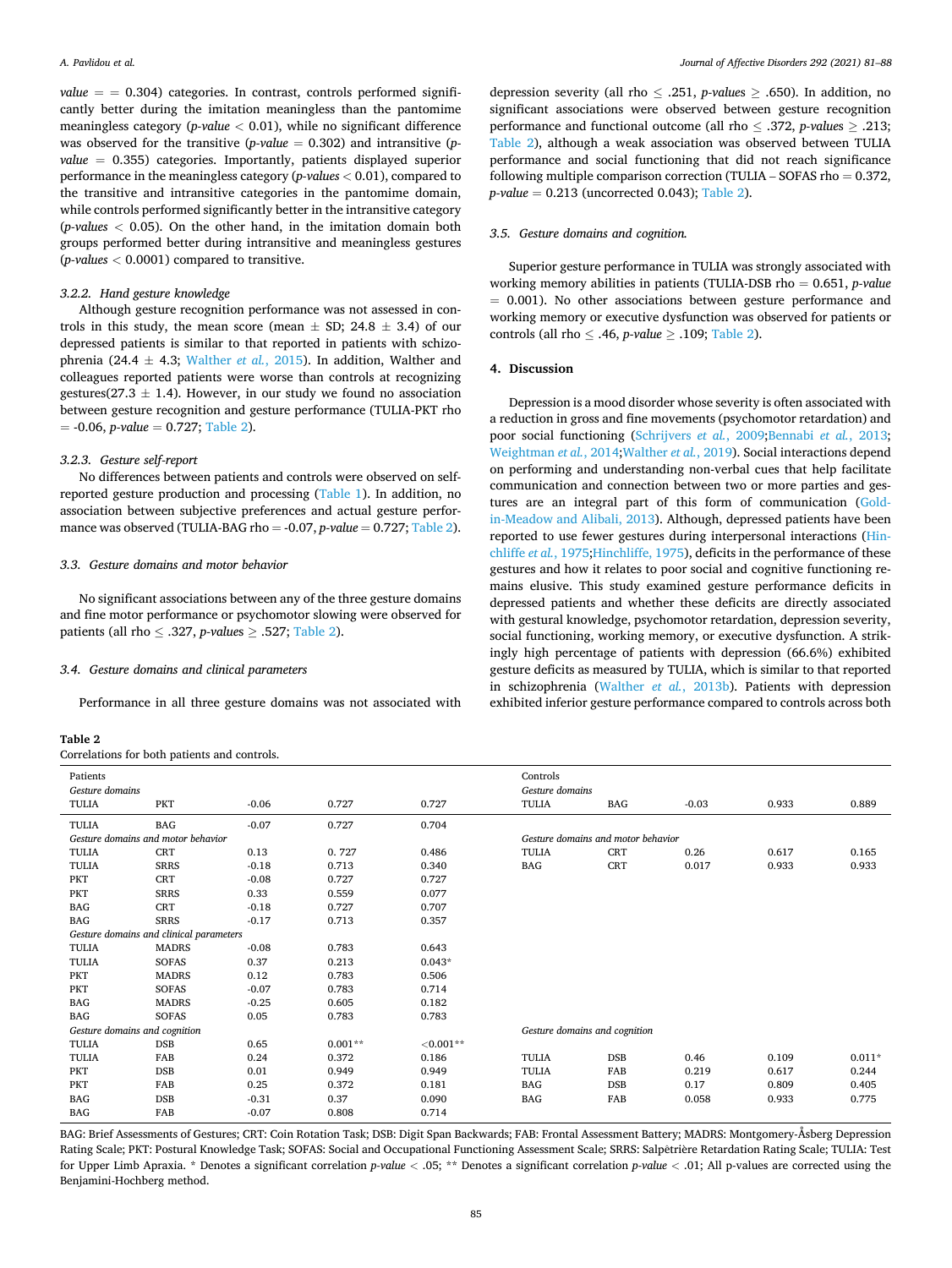value = = 0.304) categories. In contrast, controls performed significantly better during the imitation meaningless than the pantomime meaningless category (*p-value* < 0.01), while no significant difference was observed for the transitive (*p-value* = 0.302) and intransitive (*p-value* = 0.355) categories. Importantly, patients displayed superior performance in the meaningless category (*p-values* < 0.01), compared to the transitive and intransitive categories in the pantomime domain, while controls performed significantly better in the intransitive category (*p-values* < 0.05). On the other hand, in the imitation domain both groups performed better during intransitive and meaningless gestures (*p-values* < 0.0001) compared to transitive.

#### 3.2.2. Hand gesture knowledge

Although gesture recognition performance was not assessed in controls in this study, the mean score (mean ± SD; 24.8 ± 3.4) of our depressed patients is similar to that reported in patients with schizophrenia (24.4 ± 4.3; Walther *et al.*, 2015). In addition, Walther and colleagues reported patients were worse than controls at recognizing gestures(27.3 ± 1.4). However, in our study we found no association between gesture recognition and gesture performance (TULIA-PKT rho = -0.06, *p-value* = 0.727; Table 2).

#### 3.2.3. Gesture self-report

No differences between patients and controls were observed on self-reported gesture production and processing (Table 1). In addition, no association between subjective preferences and actual gesture performance was observed (TULIA-BAG rho = -0.07, *p-value* = 0.727; Table 2).

### 3.3. Gesture domains and motor behavior

No significant associations between any of the three gesture domains and fine motor performance or psychomotor slowing were observed for patients (all rho ≤ .327, *p-values* ≥ .527; Table 2).

### 3.4. Gesture domains and clinical parameters

Performance in all three gesture domains was not associated with depression severity (all rho ≤ .251, *p-values* ≥ .650). In addition, no significant associations were observed between gesture recognition performance and functional outcome (all rho ≤ .372, *p-values* ≥ .213; Table 2), although a weak association was observed between TULIA performance and social functioning that did not reach significance following multiple comparison correction (TULIA – SOFAS rho = 0.372, *p-value* = 0.213 (uncorrected 0.043); Table 2).

### 3.5. Gesture domains and cognition.

Superior gesture performance in TULIA was strongly associated with working memory abilities in patients (TULIA-DSB rho = 0.651, *p-value* = 0.001). No other associations between gesture performance and working memory or executive dysfunction was observed for patients or controls (all rho ≤ .46, *p-value* ≥ .109; Table 2).

## 4. Discussion

Depression is a mood disorder whose severity is often associated with a reduction in gross and fine movements (psychomotor retardation) and poor social functioning (Schrijvers *et al.*, 2009;Bennabi *et al.*, 2013; Weightman *et al.*, 2014;Walther *et al.*, 2019). Social interactions depend on performing and understanding non-verbal cues that help facilitate communication and connection between two or more parties and gestures are an integral part of this form of communication (Goldin-Meadow and Alibali, 2013). Although, depressed patients have been reported to use fewer gestures during interpersonal interactions (Hinchliffe *et al.*, 1975;Hinchliffe, 1975), deficits in the performance of these gestures and how it relates to poor social and cognitive functioning remains elusive. This study examined gesture performance deficits in depressed patients and whether these deficits are directly associated with gestural knowledge, psychomotor retardation, depression severity, social functioning, working memory, or executive dysfunction. A strikingly high percentage of patients with depression (66.6%) exhibited gesture deficits as measured by TULIA, which is similar to that reported in schizophrenia (Walther *et al.*, 2013b). Patients with depression exhibited inferior gesture performance compared to controls across both

**Table 2**
Correlations for both patients and controls.

| Patients | | | | | Controls | | | | |
|---|---|---|---|---|---|---|---|---|---|
| *Gesture domains* | | | | | *Gesture domains* | | | | |
| TULIA | PKT | -0.06 | 0.727 | 0.727 | TULIA | BAG | -0.03 | 0.933 | 0.889 |
| TULIA | BAG | -0.07 | 0.727 | 0.704 | | | | | |
| *Gesture domains and motor behavior* | | | | | *Gesture domains and motor behavior* | | | | |
| TULIA | CRT | 0.13 | 0. 727 | 0.486 | TULIA | CRT | 0.26 | 0.617 | 0.165 |
| TULIA | SRRS | -0.18 | 0.713 | 0.340 | BAG | CRT | 0.017 | 0.933 | 0.933 |
| PKT | CRT | -0.08 | 0.727 | 0.727 | | | | | |
| PKT | SRRS | 0.33 | 0.559 | 0.077 | | | | | |
| BAG | CRT | -0.18 | 0.727 | 0.707 | | | | | |
| BAG | SRRS | -0.17 | 0.713 | 0.357 | | | | | |
| *Gesture domains and clinical parameters* | | | | | | | | | |
| TULIA | MADRS | -0.08 | 0.783 | 0.643 | | | | | |
| TULIA | SOFAS | 0.37 | 0.213 | 0.043* | | | | | |
| PKT | MADRS | 0.12 | 0.783 | 0.506 | | | | | |
| PKT | SOFAS | -0.07 | 0.783 | 0.714 | | | | | |
| BAG | MADRS | -0.25 | 0.605 | 0.182 | | | | | |
| BAG | SOFAS | 0.05 | 0.783 | 0.783 | | | | | |
| *Gesture domains and cognition* | | | | | *Gesture domains and cognition* | | | | |
| TULIA | DSB | 0.65 | 0.001** | <0.001** | | | | | |
| TULIA | FAB | 0.24 | 0.372 | 0.186 | TULIA | DSB | 0.46 | 0.109 | 0.011* |
| PKT | DSB | 0.01 | 0.949 | 0.949 | TULIA | FAB | 0.219 | 0.617 | 0.244 |
| PKT | FAB | 0.25 | 0.372 | 0.181 | BAG | DSB | 0.17 | 0.809 | 0.405 |
| BAG | DSB | -0.31 | 0.37 | 0.090 | BAG | FAB | 0.058 | 0.933 | 0.775 |
| BAG | FAB | -0.07 | 0.808 | 0.714 | | | | | |

BAG: Brief Assessments of Gestures; CRT: Coin Rotation Task; DSB: Digit Span Backwards; FAB: Frontal Assessment Battery; MADRS: Montgomery-Åsberg Depression Rating Scale; PKT: Postural Knowledge Task; SOFAS: Social and Occupational Functioning Assessment Scale; SRRS: Salpêtrière Retardation Rating Scale; TULIA: Test for Upper Limb Apraxia. * Denotes a significant correlation *p-value* < .05; ** Denotes a significant correlation *p-value* < .01; All p-values are corrected using the Benjamini-Hochberg method.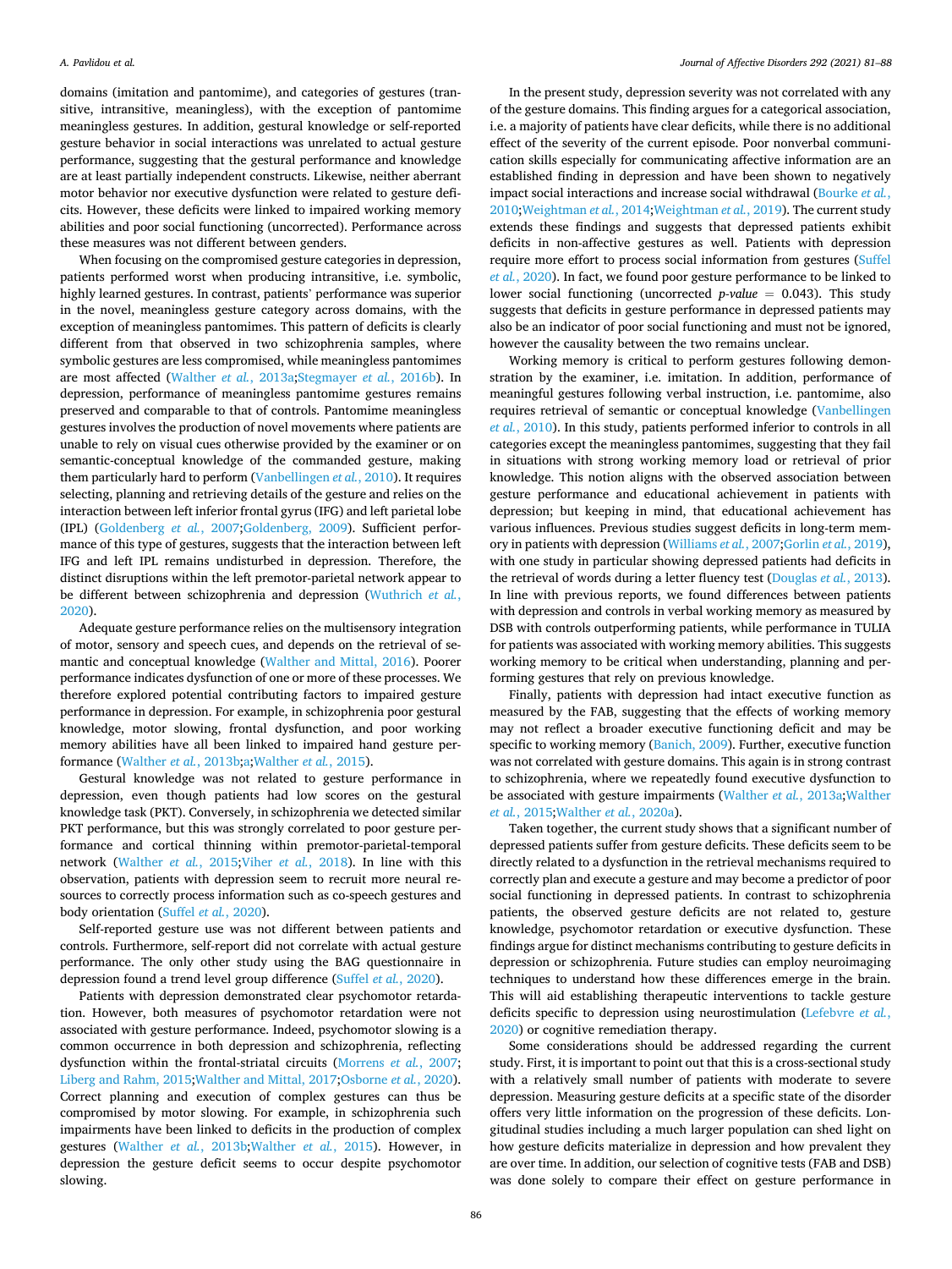domains (imitation and pantomime), and categories of gestures (transitive, intransitive, meaningless), with the exception of pantomime meaningless gestures. In addition, gestural knowledge or self-reported gesture behavior in social interactions was unrelated to actual gesture performance, suggesting that the gestural performance and knowledge are at least partially independent constructs. Likewise, neither aberrant motor behavior nor executive dysfunction were related to gesture deficits. However, these deficits were linked to impaired working memory abilities and poor social functioning (uncorrected). Performance across these measures was not different between genders.

When focusing on the compromised gesture categories in depression, patients performed worst when producing intransitive, i.e. symbolic, highly learned gestures. In contrast, patients' performance was superior in the novel, meaningless gesture category across domains, with the exception of meaningless pantomimes. This pattern of deficits is clearly different from that observed in two schizophrenia samples, where symbolic gestures are less compromised, while meaningless pantomimes are most affected (Walther *et al.*, 2013a;Stegmayer *et al.*, 2016b). In depression, performance of meaningless pantomime gestures remains preserved and comparable to that of controls. Pantomime meaningless gestures involves the production of novel movements where patients are unable to rely on visual cues otherwise provided by the examiner or on semantic-conceptual knowledge of the commanded gesture, making them particularly hard to perform (Vanbellingen *et al.*, 2010). It requires selecting, planning and retrieving details of the gesture and relies on the interaction between left inferior frontal gyrus (IFG) and left parietal lobe (IPL) (Goldenberg *et al.*, 2007;Goldenberg, 2009). Sufficient performance of this type of gestures, suggests that the interaction between left IFG and left IPL remains undisturbed in depression. Therefore, the distinct disruptions within the left premotor-parietal network appear to be different between schizophrenia and depression (Wuthrich *et al.*, 2020).

Adequate gesture performance relies on the multisensory integration of motor, sensory and speech cues, and depends on the retrieval of semantic and conceptual knowledge (Walther and Mittal, 2016). Poorer performance indicates dysfunction of one or more of these processes. We therefore explored potential contributing factors to impaired gesture performance in depression. For example, in schizophrenia poor gestural knowledge, motor slowing, frontal dysfunction, and poor working memory abilities have all been linked to impaired hand gesture performance (Walther *et al.*, 2013b;a;Walther *et al.*, 2015).

Gestural knowledge was not related to gesture performance in depression, even though patients had low scores on the gestural knowledge task (PKT). Conversely, in schizophrenia we detected similar PKT performance, but this was strongly correlated to poor gesture performance and cortical thinning within premotor-parietal-temporal network (Walther *et al.*, 2015;Viher *et al.*, 2018). In line with this observation, patients with depression seem to recruit more neural resources to correctly process information such as co-speech gestures and body orientation (Suffel *et al.*, 2020).

Self-reported gesture use was not different between patients and controls. Furthermore, self-report did not correlate with actual gesture performance. The only other study using the BAG questionnaire in depression found a trend level group difference (Suffel *et al.*, 2020).

Patients with depression demonstrated clear psychomotor retardation. However, both measures of psychomotor retardation were not associated with gesture performance. Indeed, psychomotor slowing is a common occurrence in both depression and schizophrenia, reflecting dysfunction within the frontal-striatal circuits (Morrens *et al.*, 2007; Liberg and Rahm, 2015;Walther and Mittal, 2017;Osborne *et al.*, 2020). Correct planning and execution of complex gestures can thus be compromised by motor slowing. For example, in schizophrenia such impairments have been linked to deficits in the production of complex gestures (Walther *et al.*, 2013b;Walther *et al.*, 2015). However, in depression the gesture deficit seems to occur despite psychomotor slowing.

In the present study, depression severity was not correlated with any of the gesture domains. This finding argues for a categorical association, i.e. a majority of patients have clear deficits, while there is no additional effect of the severity of the current episode. Poor nonverbal communication skills especially for communicating affective information are an established finding in depression and have been shown to negatively impact social interactions and increase social withdrawal (Bourke *et al.*, 2010;Weightman *et al.*, 2014;Weightman *et al.*, 2019). The current study extends these findings and suggests that depressed patients exhibit deficits in non-affective gestures as well. Patients with depression require more effort to process social information from gestures (Suffel *et al.*, 2020). In fact, we found poor gesture performance to be linked to lower social functioning (uncorrected *p-value* = 0.043). This study suggests that deficits in gesture performance in depressed patients may also be an indicator of poor social functioning and must not be ignored, however the causality between the two remains unclear.

Working memory is critical to perform gestures following demonstration by the examiner, i.e. imitation. In addition, performance of meaningful gestures following verbal instruction, i.e. pantomime, also requires retrieval of semantic or conceptual knowledge (Vanbellingen *et al.*, 2010). In this study, patients performed inferior to controls in all categories except the meaningless pantomimes, suggesting that they fail in situations with strong working memory load or retrieval of prior knowledge. This notion aligns with the observed association between gesture performance and educational achievement in patients with depression; but keeping in mind, that educational achievement has various influences. Previous studies suggest deficits in long-term memory in patients with depression (Williams *et al.*, 2007;Gorlin *et al.*, 2019), with one study in particular showing depressed patients had deficits in the retrieval of words during a letter fluency test (Douglas *et al.*, 2013). In line with previous reports, we found differences between patients with depression and controls in verbal working memory as measured by DSB with controls outperforming patients, while performance in TULIA for patients was associated with working memory abilities. This suggests working memory to be critical when understanding, planning and performing gestures that rely on previous knowledge.

Finally, patients with depression had intact executive function as measured by the FAB, suggesting that the effects of working memory may not reflect a broader executive functioning deficit and may be specific to working memory (Banich, 2009). Further, executive function was not correlated with gesture domains. This again is in strong contrast to schizophrenia, where we repeatedly found executive dysfunction to be associated with gesture impairments (Walther *et al.*, 2013a;Walther *et al.*, 2015;Walther *et al.*, 2020a).

Taken together, the current study shows that a significant number of depressed patients suffer from gesture deficits. These deficits seem to be directly related to a dysfunction in the retrieval mechanisms required to correctly plan and execute a gesture and may become a predictor of poor social functioning in depressed patients. In contrast to schizophrenia patients, the observed gesture deficits are not related to, gesture knowledge, psychomotor retardation or executive dysfunction. These findings argue for distinct mechanisms contributing to gesture deficits in depression or schizophrenia. Future studies can employ neuroimaging techniques to understand how these differences emerge in the brain. This will aid establishing therapeutic interventions to tackle gesture deficits specific to depression using neurostimulation (Lefebvre *et al.*, 2020) or cognitive remediation therapy.

Some considerations should be addressed regarding the current study. First, it is important to point out that this is a cross-sectional study with a relatively small number of patients with moderate to severe depression. Measuring gesture deficits at a specific state of the disorder offers very little information on the progression of these deficits. Longitudinal studies including a much larger population can shed light on how gesture deficits materialize in depression and how prevalent they are over time. In addition, our selection of cognitive tests (FAB and DSB) was done solely to compare their effect on gesture performance in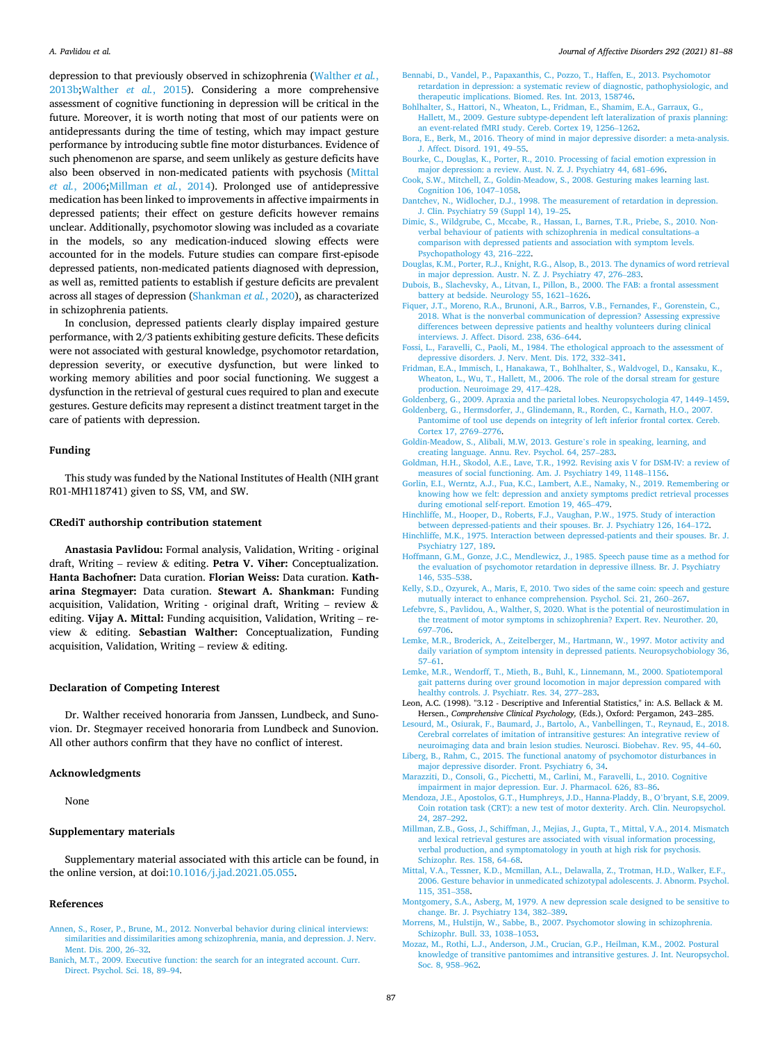depression to that previously observed in schizophrenia (Walther *et al.*, 2013b;Walther *et al.*, 2015). Considering a more comprehensive assessment of cognitive functioning in depression will be critical in the future. Moreover, it is worth noting that most of our patients were on antidepressants during the time of testing, which may impact gesture performance by introducing subtle fine motor disturbances. Evidence of such phenomenon are sparse, and seem unlikely as gesture deficits have also been observed in non-medicated patients with psychosis (Mittal *et al.*, 2006;Millman *et al.*, 2014). Prolonged use of antidepressive medication has been linked to improvements in affective impairments in depressed patients; their effect on gesture deficits however remains unclear. Additionally, psychomotor slowing was included as a covariate in the models, so any medication-induced slowing effects were accounted for in the models. Future studies can compare first-episode depressed patients, non-medicated patients diagnosed with depression, as well as, remitted patients to establish if gesture deficits are prevalent across all stages of depression (Shankman *et al.*, 2020), as characterized in schizophrenia patients.

In conclusion, depressed patients clearly display impaired gesture performance, with 2/3 patients exhibiting gesture deficits. These deficits were not associated with gestural knowledge, psychomotor retardation, depression severity, or executive dysfunction, but were linked to working memory abilities and poor social functioning. We suggest a dysfunction in the retrieval of gestural cues required to plan and execute gestures. Gesture deficits may represent a distinct treatment target in the care of patients with depression.

## Funding

This study was funded by the National Institutes of Health (NIH grant R01-MH118741) given to SS, VM, and SW.

## CRediT authorship contribution statement

**Anastasia Pavlidou:** Formal analysis, Validation, Writing - original draft, Writing – review & editing. **Petra V. Viher:** Conceptualization. **Hanta Bachofner:** Data curation. **Florian Weiss:** Data curation. **Katharina Stegmayer:** Data curation. **Stewart A. Shankman:** Funding acquisition, Validation, Writing - original draft, Writing – review & editing. **Vijay A. Mittal:** Funding acquisition, Validation, Writing – review & editing. **Sebastian Walther:** Conceptualization, Funding acquisition, Validation, Writing – review & editing.

## Declaration of Competing Interest

Dr. Walther received honoraria from Janssen, Lundbeck, and Sunovion. Dr. Stegmayer received honoraria from Lundbeck and Sunovion. All other authors confirm that they have no conflict of interest.

## Acknowledgments

None

## Supplementary materials

Supplementary material associated with this article can be found, in the online version, at doi:10.1016/j.jad.2021.05.055.

## References

Annen, S., Roser, P., Brune, M., 2012. Nonverbal behavior during clinical interviews: similarities and dissimilarities among schizophrenia, mania, and depression. J. Nerv. Ment. Dis. 200, 26–32.

Banich, M.T., 2009. Executive function: the search for an integrated account. Curr. Direct. Psychol. Sci. 18, 89–94.

Bennabi, D., Vandel, P., Papaxanthis, C., Pozzo, T., Haffen, E., 2013. Psychomotor retardation in depression: a systematic review of diagnostic, pathophysiologic, and therapeutic implications. Biomed. Res. Int. 2013, 158746.

Bohlhalter, S., Hattori, N., Wheaton, L., Fridman, E., Shamim, E.A., Garraux, G., Hallett, M., 2009. Gesture subtype-dependent left lateralization of praxis planning: an event-related fMRI study. Cereb. Cortex 19, 1256–1262.

Bora, E., Berk, M., 2016. Theory of mind in major depressive disorder: a meta-analysis. J. Affect. Disord. 191, 49–55.

Bourke, C., Douglas, K., Porter, R., 2010. Processing of facial emotion expression in major depression: a review. Aust. N. Z. J. Psychiatry 44, 681–696.

Cook, S.W., Mitchell, Z., Goldin-Meadow, S., 2008. Gesturing makes learning last. Cognition 106, 1047–1058.

Dantchev, N., Widlocher, D.J., 1998. The measurement of retardation in depression. J. Clin. Psychiatry 59 (Suppl 14), 19–25.

Dimic, S., Wildgrube, C., Mccabe, R., Hassan, I., Barnes, T.R., Priebe, S., 2010. Non-verbal behaviour of patients with schizophrenia in medical consultations–a comparison with depressed patients and association with symptom levels. Psychopathology 43, 216–222.

Douglas, K.M., Porter, R.J., Knight, R.G., Alsop, B., 2013. The dynamics of word retrieval in major depression. Austr. N. Z. J. Psychiatry 47, 276–283.

Dubois, B., Slachevsky, A., Litvan, I., Pillon, B., 2000. The FAB: a frontal assessment battery at bedside. Neurology 55, 1621–1626.

Fiquer, J.T., Moreno, R.A., Brunoni, A.R., Barros, V.B., Fernandes, F., Gorenstein, C., 2018. What is the nonverbal communication of depression? Assessing expressive differences between depressive patients and healthy volunteers during clinical interviews. J. Affect. Disord. 238, 636–644.

Fossi, L., Faravelli, C., Paoli, M., 1984. The ethological approach to the assessment of depressive disorders. J. Nerv. Ment. Dis. 172, 332–341.

Fridman, E.A., Immisch, I., Hanakawa, T., Bohlhalter, S., Waldvogel, D., Kansaku, K., Wheaton, L., Wu, T., Hallett, M., 2006. The role of the dorsal stream for gesture production. Neuroimage 29, 417–428.

Goldenberg, G., 2009. Apraxia and the parietal lobes. Neuropsychologia 47, 1449–1459.

Goldenberg, G., Hermsdorfer, J., Glindemann, R., Rorden, C., Karnath, H.O., 2007. Pantomime of tool use depends on integrity of left inferior frontal cortex. Cereb. Cortex 17, 2769–2776.

Goldin-Meadow, S., Alibali, M.W, 2013. Gesture's role in speaking, learning, and creating language. Annu. Rev. Psychol. 64, 257–283.

Goldman, H.H., Skodol, A.E., Lave, T.R., 1992. Revising axis V for DSM-IV: a review of measures of social functioning. Am. J. Psychiatry 149, 1148–1156.

Gorlin, E.I., Werntz, A.J., Fua, K.C., Lambert, A.E., Namaky, N., 2019. Remembering or knowing how we felt: depression and anxiety symptoms predict retrieval processes during emotional self-report. Emotion 19, 465–479.

Hinchliffe, M., Hooper, D., Roberts, F.J., Vaughan, P.W., 1975. Study of interaction between depressed-patients and their spouses. Br. J. Psychiatry 126, 164–172.

Hinchliffe, M.K., 1975. Interaction between depressed-patients and their spouses. Br. J. Psychiatry 127, 189.

Hoffmann, G.M., Gonze, J.C., Mendlewicz, J., 1985. Speech pause time as a method for the evaluation of psychomotor retardation in depressive illness. Br. J. Psychiatry 146, 535–538.

Kelly, S.D., Ozyurek, A., Maris, E., 2010. Two sides of the same coin: speech and gesture mutually interact to enhance comprehension. Psychol. Sci. 21, 260–267.

Lefebvre, S., Pavlidou, A., Walther, S., 2020. What is the potential of neurostimulation in the treatment of motor symptoms in schizophrenia? Expert. Rev. Neurother. 20, 697–706.

Lemke, M.R., Broderick, A., Zeitelberger, M., Hartmann, W., 1997. Motor activity and daily variation of symptom intensity in depressed patients. Neuropsychobiology 36, 57–61.

Lemke, M.R., Wendorff, T., Mieth, B., Buhl, K., Linnemann, M., 2000. Spatiotemporal gait patterns during over ground locomotion in major depression compared with healthy controls. J. Psychiatr. Res. 34, 277–283.

Leon, A.C. (1998). "3.12 - Descriptive and Inferential Statistics," in: A.S. Bellack & M. Hersen., *Comprehensive Clinical Psychology*, (Eds.), Oxford: Pergamon, 243–285.

Lesourd, M., Osiurak, F., Baumard, J., Bartolo, A., Vanbellingen, T., Reynaud, E., 2018. Cerebral correlates of imitation of intransitive gestures: An integrative review of neuroimaging data and brain lesion studies. Neurosci. Biobehav. Rev. 95, 44–60.

Liberg, B., Rahm, C., 2015. The functional anatomy of psychomotor disturbances in major depressive disorder. Front. Psychiatry 6, 34.

Marazziti, D., Consoli, G., Picchetti, M., Carlini, M., Faravelli, L., 2010. Cognitive impairment in major depression. Eur. J. Pharmacol. 626, 83–86.

Mendoza, J.E., Apostolos, G.T., Humphreys, J.D., Hanna-Pladdy, B., O'bryant, S.E, 2009. Coin rotation task (CRT): a new test of motor dexterity. Arch. Clin. Neuropsychol. 24, 287–292.

Millman, Z.B., Goss, J., Schiffman, J., Mejias, J., Gupta, T., Mittal, V.A., 2014. Mismatch and lexical retrieval gestures are associated with visual information processing, verbal production, and symptomatology in youth at high risk for psychosis. Schizophr. Res. 158, 64–68.

Mittal, V.A., Tessner, K.D., Mcmillan, A.L., Delawalla, Z., Trotman, H.D., Walker, E.F., 2006. Gesture behavior in unmedicated schizotypal adolescents. J. Abnorm. Psychol. 115, 351–358.

Montgomery, S.A., Asberg, M, 1979. A new depression scale designed to be sensitive to change. Br. J. Psychiatry 134, 382–389.

Morrens, M., Hulstijn, W., Sabbe, B., 2007. Psychomotor slowing in schizophrenia. Schizophr. Bull. 33, 1038–1053.

Mozaz, M., Rothi, L.J., Anderson, J.M., Crucian, G.P., Heilman, K.M., 2002. Postural knowledge of transitive pantomimes and intransitive gestures. J. Int. Neuropsychol. Soc. 8, 958–962.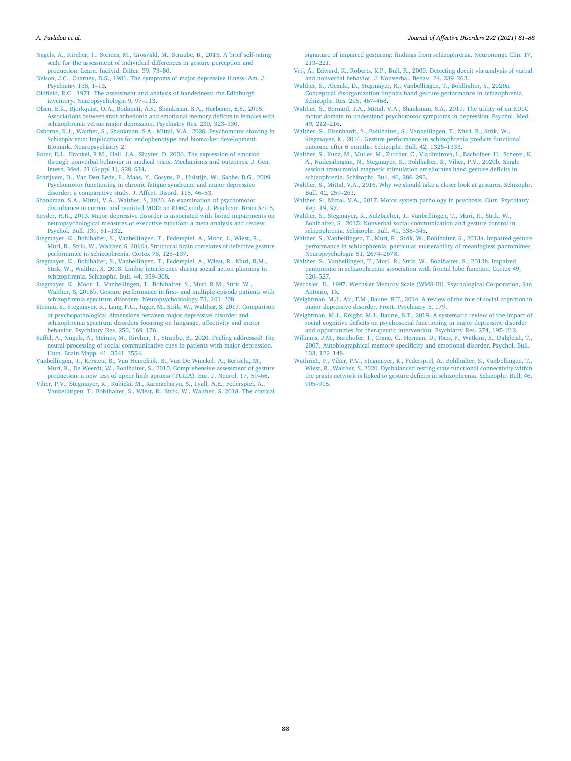Nagels, A., Kircher, T., Steines, M., Grosvald, M., Straube, B., 2015. A brief self-rating scale for the assessment of individual differences in gesture perception and production. Learn. Individ. Differ. 39, 73–80.

Nelson, J.C., Charney, D.S., 1981. The symptoms of major depressive illness. Am. J. Psychiatry 138, 1–13.

Oldfield, R.C., 1971. The assessment and analysis of handedness: the Edinburgh inventory. Neuropsychologia 9, 97–113.

Olsen, E.K., Bjorkquist, O.A., Bodapati, A.S., Shankman, S.A., Herbener, E.S., 2015. Associations between trait anhedonia and emotional memory deficits in females with schizophrenia versus major depression. Psychiatry Res. 230, 323–330.

Osborne, K.J., Walther, S., Shankman, S.A., Mittal, V.A., 2020. Psychomotor slowing in Schizophrenia: Implications for endophenotype and biomarker development. Biomark. Neuropsychiatry 2.

Roter, D.L., Frankel, R.M., Hall, J.A., Sluyter, D, 2006. The expression of emotion through nonverbal behavior in medical visits. Mechanisms and outcomes. J. Gen. Intern. Med. 21 (Suppl 1), S28–S34.

Schrijvers, D., Van Den Eede, F., Maas, Y., Cosyns, P., Hulstijn, W., Sabbe, B.G., 2009. Psychomotor functioning in chronic fatigue syndrome and major depressive disorder: a comparative study. J. Affect. Disord. 115, 46–53.

Shankman, S.A., Mittal, V.A., Walther, S, 2020. An examination of psychomotor disturbance in current and remitted MDD: an RDoC study. J. Psychiatr. Brain Sci. 5.

Snyder, H.R., 2013. Major depressive disorder is associated with broad impairments on neuropsychological measures of executive function: a meta-analysis and review. Psychol. Bull. 139, 81–132.

Stegmayer, K., Bohlhalter, S., Vanbellingen, T., Federspiel, A., Moor, J., Wiest, R., Muri, R., Strik, W., Walther, S, 2016a. Structural brain correlates of defective gesture performance in schizophrenia. Cortex 78, 125–137.

Stegmayer, K., Bohlhalter, S., Vanbellingen, T., Federspiel, A., Wiest, R., Muri, R.M., Strik, W., Walther, S, 2018. Limbic interference during social action planning in schizophrenia. Schizophr. Bull. 44, 359–368.

Stegmayer, K., Moor, J., Vanbellingen, T., Bohlhalter, S., Muri, R.M., Strik, W., Walther, S, 2016b. Gesture performance in first- and multiple-episode patients with schizophrenia spectrum disorders. Neuropsychobiology 73, 201–208.

Steinau, S., Stegmayer, K., Lang, F.U., Jager, M., Strik, W., Walther, S, 2017. Comparison of psychopathological dimensions between major depressive disorder and schizophrenia spectrum disorders focusing on language, affectivity and motor behavior. Psychiatry Res. 250, 169–176.

Suffel, A., Nagels, A., Steines, M., Kircher, T., Straube, B., 2020. Feeling addressed! The neural processing of social communicative cues in patients with major depression. Hum. Brain Mapp. 41, 3541–3554.

Vanbellingen, T., Kersten, B., Van Hemelrijk, B., Van De Winckel, A., Bertschi, M., Muri, R., De Weerdt, W., Bohlhalter, S., 2010. Comprehensive assessment of gesture production: a new test of upper limb apraxia (TULIA). Eur. J. Neurol. 17, 59–66.

Viher, P.V., Stegmayer, K., Kubicki, M., Karmacharya, S., Lyall, A.E., Federspiel, A., Vanbellingen, T., Bohlhalter, S., Wiest, R., Strik, W., Walther, S, 2018. The cortical signature of impaired gesturing: findings from schizophrenia. Neuroimage Clin. 17, 213–221.

Vrij, A., Edward, K., Roberts, K.P., Bull, R., 2000. Detecting deceit via analysis of verbal and nonverbal behavior. J. Nonverbal. Behav. 24, 239–263.

Walther, S., Alexaki, D., Stegmayer, K., Vanbellingen, T., Bohlhalter, S., 2020a. Conceptual disorganization impairs hand gesture performance in schizophrenia. Schizophr. Res. 215, 467–468.

Walther, S., Bernard, J.A., Mittal, V.A., Shankman, S.A., 2019. The utility of an RDoC motor domain to understand psychomotor symptoms in depression. Psychol. Med. 49, 212–216.

Walther, S., Eisenhardt, S., Bohlhalter, S., Vanbellingen, T., Muri, R., Strik, W., Stegmayer, K., 2016. Gesture performance in schizophrenia predicts functional outcome after 6 months. Schizophr. Bull. 42, 1326–1333.

Walther, S., Kunz, M., Muller, M., Zurcher, C., Vladimirova, I., Bachofner, H., Scherer, K. A., Nadesalingam, N., Stegmayer, K., Bohlhalter, S., Viher, P.V., 2020b. Single session transcranial magnetic stimulation ameliorates hand gesture deficits in schizophrenia. Schizophr. Bull. 46, 286–293.

Walther, S., Mittal, V.A., 2016. Why we should take a closer look at gestures. Schizophr. Bull. 42, 259–261.

Walther, S., Mittal, V.A., 2017. Motor system pathology in psychosis. Curr. Psychiatry Rep. 19, 97.

Walther, S., Stegmayer, K., Sulzbacher, J., Vanbellingen, T., Muri, R., Strik, W., Bohlhalter, S., 2015. Nonverbal social communication and gesture control in schizophrenia. Schizophr. Bull. 41, 338–345.

Walther, S., Vanbellingen, T., Muri, R., Strik, W., Bohlhalter, S., 2013a. Impaired gesture performance in schizophrenia: particular vulnerability of meaningless pantomimes. Neuropsychologia 51, 2674–2678.

Walther, S., Vanbellingen, T., Muri, R., Strik, W., Bohlhalter, S., 2013b. Impaired pantomime in schizophrenia: association with frontal lobe function. Cortex 49, 520–527.

Wechsler, D., 1997. Wechsler Memory Scale (WMS-III). Psychological Corporation, San Antonio, TX.

Weightman, M.J., Air, T.M., Baune, B.T., 2014. A review of the role of social cognition in major depressive disorder. Front. Psychiatry 5, 179.

Weightman, M.J., Knight, M.J., Baune, B.T., 2019. A systematic review of the impact of social cognitive deficits on psychosocial functioning in major depressive disorder and opportunities for therapeutic intervention. Psychiatry Res. 274, 195–212.

Williams, J.M., Barnhofer, T., Crane, C., Herman, D., Raes, F., Watkins, E., Dalgleish, T., 2007. Autobiographical memory specificity and emotional disorder. Psychol. Bull. 133, 122–148.

Wuthrich, F., Viher, P.V., Stegmayer, K., Federspiel, A., Bohlhalter, S., Vanbellingen, T., Wiest, R., Walther, S, 2020. Dysbalanced resting-state functional connectivity within the praxis network is linked to gesture deficits in schizophrenia. Schizophr. Bull. 46, 905–915.